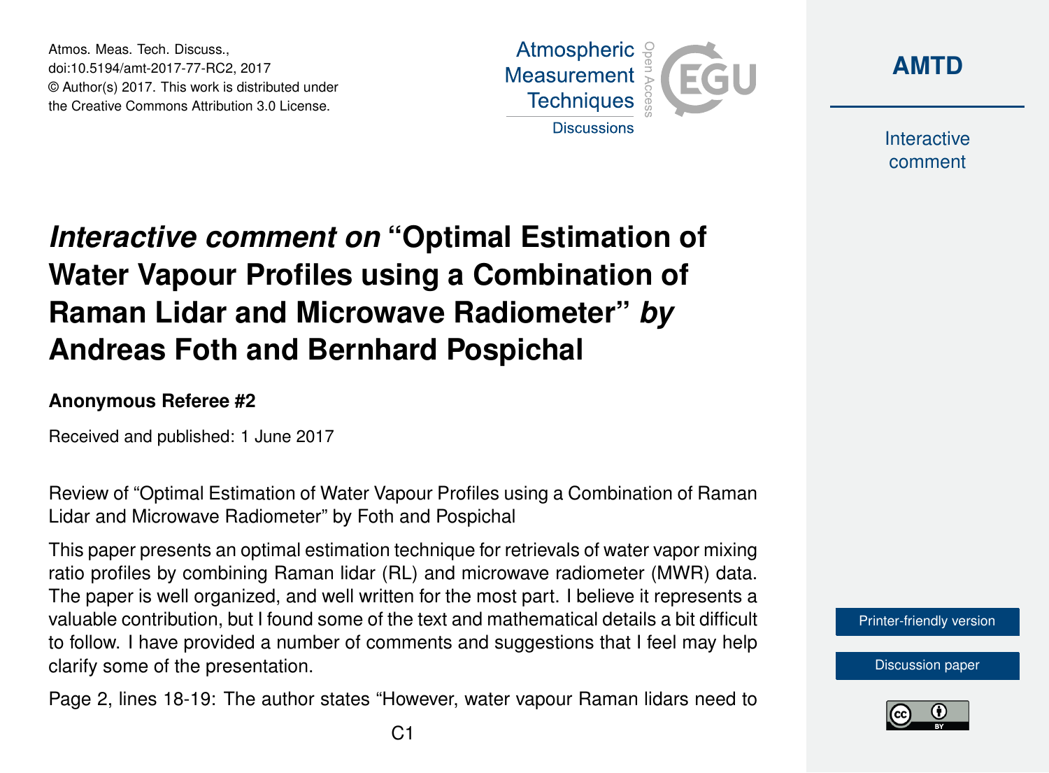# *Interactive comment on* "Optimal Estimation of Water Vapour Profiles using a Combination of Raman Lidar and Microwave Radiometer" *by* Andreas Foth and Bernhard Pospichal

**Anonymous Referee #2**

Received and published: 1 June 2017

Review of "Optimal Estimation of Water Vapour Profiles using a Combination of Raman Lidar and Microwave Radiometer" by Foth and Pospichal

This paper presents an optimal estimation technique for retrievals of water vapor mixing ratio profiles by combining Raman lidar (RL) and microwave radiometer (MWR) data. The paper is well organized, and well written for the most part. I believe it represents a valuable contribution, but I found some of the text and mathematical details a bit difficult to follow. I have provided a number of comments and suggestions that I feel may help clarify some of the presentation.

Page 2, lines 18-19: The author states "However, water vapour Raman lidars need to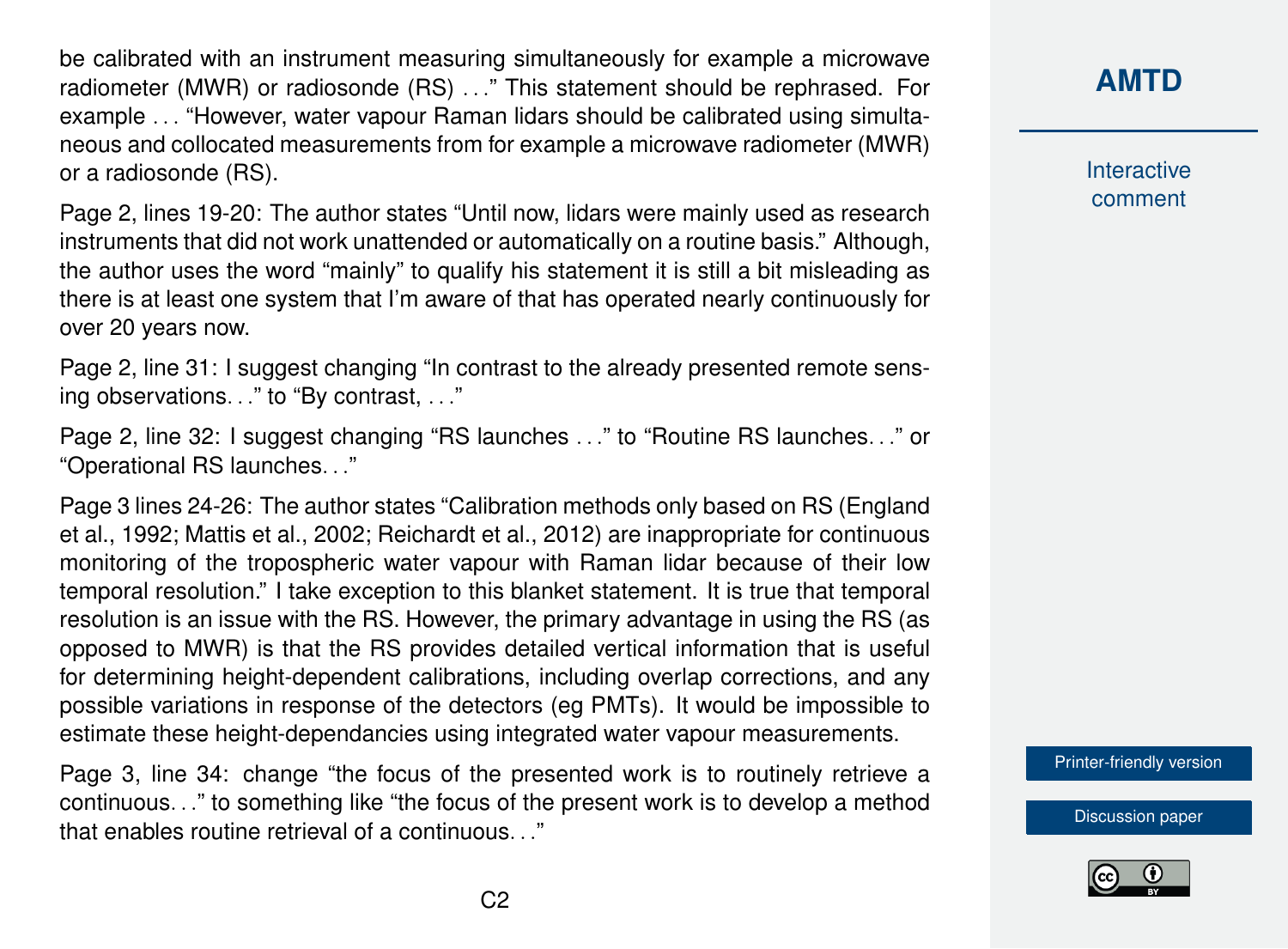be calibrated with an instrument measuring simultaneously for example a microwave radiometer (MWR) or radiosonde (RS) . . ." This statement should be rephrased. For example . . . "However, water vapour Raman lidars should be calibrated using simultaneous and collocated measurements from for example a microwave radiometer (MWR) or a radiosonde (RS).

Page 2, lines 19-20: The author states "Until now, lidars were mainly used as research instruments that did not work unattended or automatically on a routine basis." Although, the author uses the word "mainly" to qualify his statement it is still a bit misleading as there is at least one system that I'm aware of that has operated nearly continuously for over 20 years now.

Page 2, line 31: I suggest changing "In contrast to the already presented remote sensing observations. . ." to "By contrast, . . ."

Page 2, line 32: I suggest changing "RS launches . . ." to "Routine RS launches. . ." or "Operational RS launches. . ."

Page 3 lines 24-26: The author states "Calibration methods only based on RS (England et al., 1992; Mattis et al., 2002; Reichardt et al., 2012) are inappropriate for continuous monitoring of the tropospheric water vapour with Raman lidar because of their low temporal resolution." I take exception to this blanket statement. It is true that temporal resolution is an issue with the RS. However, the primary advantage in using the RS (as opposed to MWR) is that the RS provides detailed vertical information that is useful for determining height-dependent calibrations, including overlap corrections, and any possible variations in response of the detectors (eg PMTs). It would be impossible to estimate these height-dependancies using integrated water vapour measurements.

Page 3, line 34: change "the focus of the presented work is to routinely retrieve a continuous. . ." to something like "the focus of the present work is to develop a method that enables routine retrieval of a continuous. . ."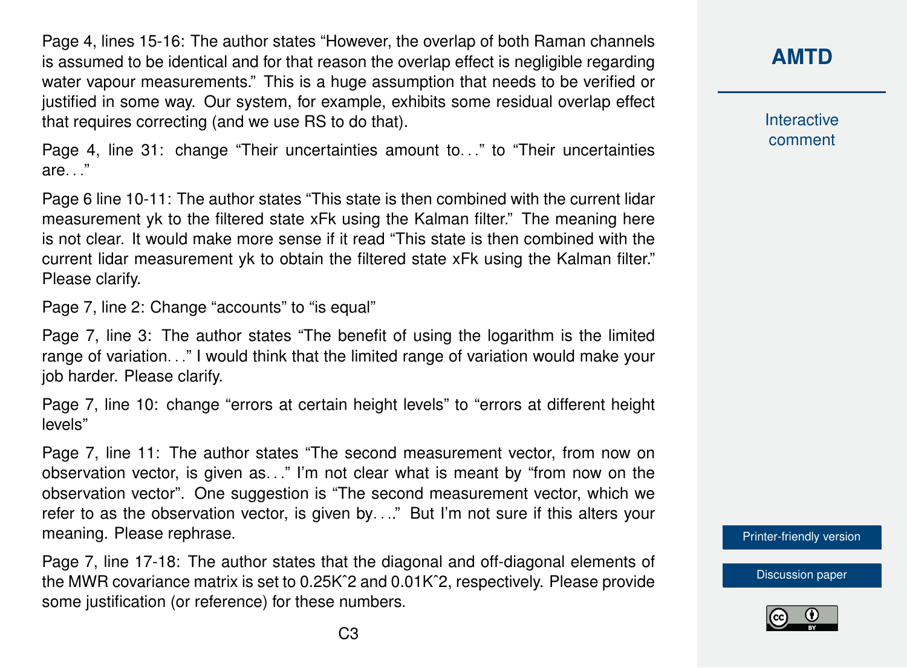Page 4, lines 15-16: The author states "However, the overlap of both Raman channels is assumed to be identical and for that reason the overlap effect is negligible regarding water vapour measurements." This is a huge assumption that needs to be verified or justified in some way. Our system, for example, exhibits some residual overlap effect that requires correcting (and we use RS to do that).

Page 4, line 31: change "Their uncertainties amount to. . ." to "Their uncertainties are. . ."

Page 6 line 10-11: The author states "This state is then combined with the current lidar measurement yk to the filtered state xFk using the Kalman filter." The meaning here is not clear. It would make more sense if it read "This state is then combined with the current lidar measurement yk to obtain the filtered state xFk using the Kalman filter." Please clarify.

Page 7, line 2: Change "accounts" to "is equal"

Page 7, line 3: The author states "The benefit of using the logarithm is the limited range of variation. . ." I would think that the limited range of variation would make your job harder. Please clarify.

Page 7, line 10: change "errors at certain height levels" to "errors at different height levels"

Page 7, line 11: The author states "The second measurement vector, from now on observation vector, is given as. . ." I'm not clear what is meant by "from now on the observation vector". One suggestion is "The second measurement vector, which we refer to as the observation vector, is given by. . .." But I'm not sure if this alters your meaning. Please rephrase.

Page 7, line 17-18: The author states that the diagonal and off-diagonal elements of the MWR covariance matrix is set to 0.25Kˆ2 and 0.01Kˆ2, respectively. Please provide some justification (or reference) for these numbers.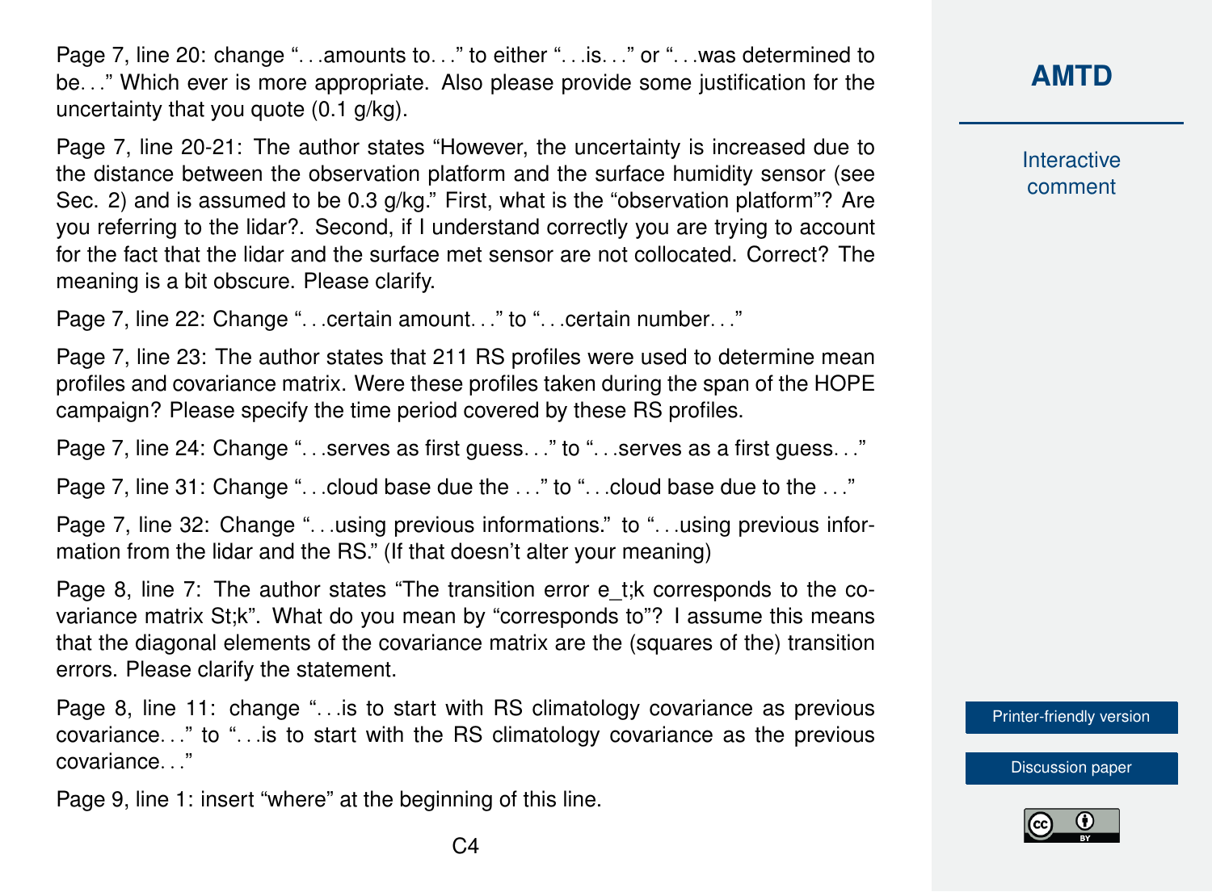Page 7, line 20: change "…amounts to…" to either "…is…" or "…was determined to be…" Which ever is more appropriate. Also please provide some justification for the uncertainty that you quote (0.1 g/kg).

Page 7, line 20-21: The author states "However, the uncertainty is increased due to the distance between the observation platform and the surface humidity sensor (see Sec. 2) and is assumed to be 0.3 g/kg." First, what is the "observation platform"? Are you referring to the lidar?. Second, if I understand correctly you are trying to account for the fact that the lidar and the surface met sensor are not collocated. Correct? The meaning is a bit obscure. Please clarify.

Page 7, line 22: Change "…certain amount…" to "…certain number…"

Page 7, line 23: The author states that 211 RS profiles were used to determine mean profiles and covariance matrix. Were these profiles taken during the span of the HOPE campaign? Please specify the time period covered by these RS profiles.

Page 7, line 24: Change "…serves as first guess…" to "…serves as a first guess…"

Page 7, line 31: Change "…cloud base due the …" to "…cloud base due to the …"

Page 7, line 32: Change "…using previous informations." to "…using previous information from the lidar and the RS." (If that doesn't alter your meaning)

Page 8, line 7: The author states "The transition error e_t;k corresponds to the covariance matrix St;k". What do you mean by "corresponds to"? I assume this means that the diagonal elements of the covariance matrix are the (squares of the) transition errors. Please clarify the statement.

Page 8, line 11: change "…is to start with RS climatology covariance as previous covariance…" to "…is to start with the RS climatology covariance as the previous covariance…"

Page 9, line 1: insert "where" at the beginning of this line.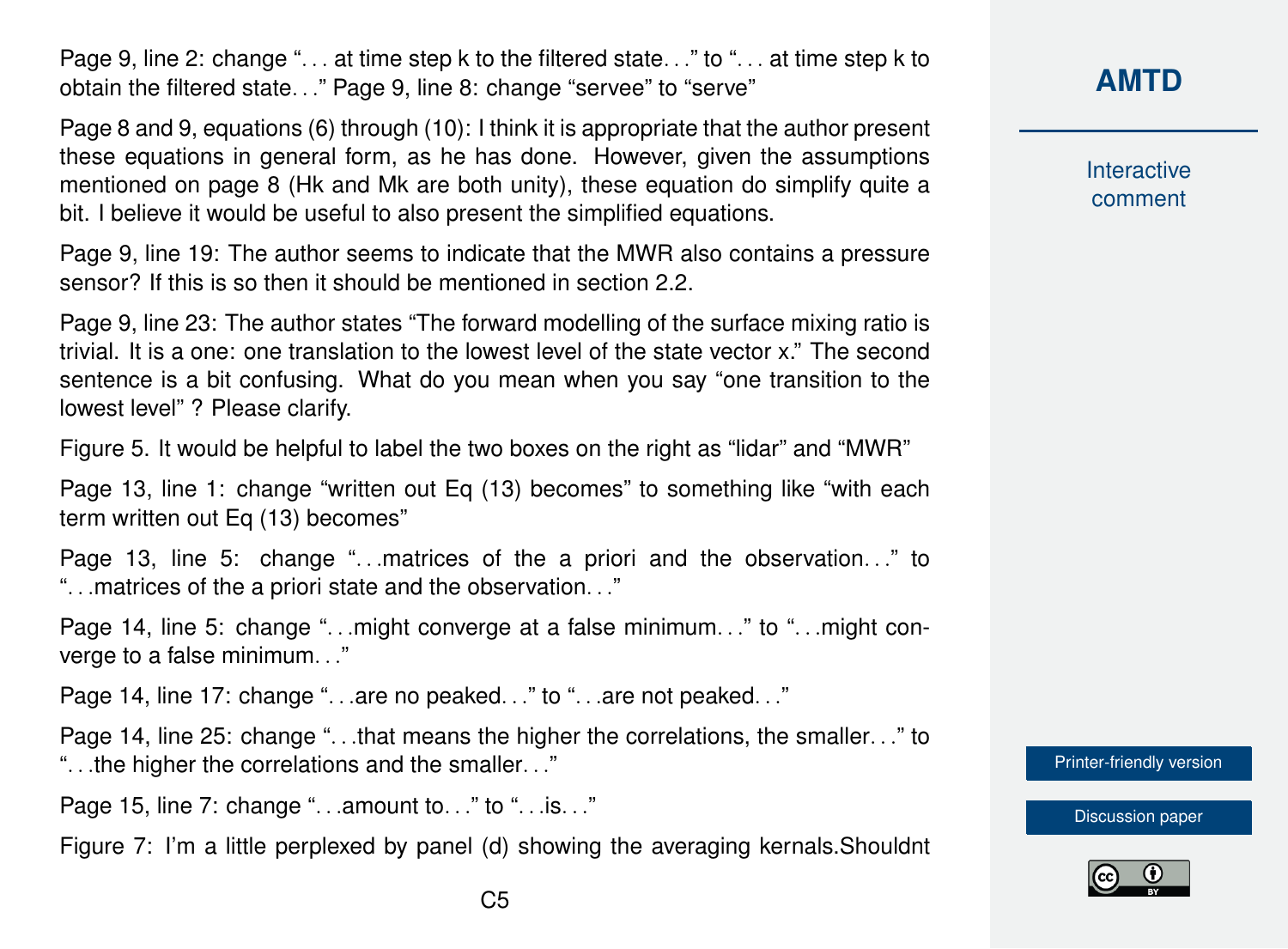Page 9, line 2: change "... at time step k to the filtered state..." to "... at time step k to obtain the filtered state..." Page 9, line 8: change "servee" to "serve"

Page 8 and 9, equations (6) through (10): I think it is appropriate that the author present these equations in general form, as he has done. However, given the assumptions mentioned on page 8 (Hk and Mk are both unity), these equation do simplify quite a bit. I believe it would be useful to also present the simplified equations.

Page 9, line 19: The author seems to indicate that the MWR also contains a pressure sensor? If this is so then it should be mentioned in section 2.2.

Page 9, line 23: The author states "The forward modelling of the surface mixing ratio is trivial. It is a one: one translation to the lowest level of the state vector x." The second sentence is a bit confusing. What do you mean when you say "one transition to the lowest level" ? Please clarify.

Figure 5. It would be helpful to label the two boxes on the right as "lidar" and "MWR"

Page 13, line 1: change "written out Eq (13) becomes" to something like "with each term written out Eq (13) becomes"

Page 13, line 5: change "...matrices of the a priori and the observation..." to "...matrices of the a priori state and the observation..."

Page 14, line 5: change "...might converge at a false minimum..." to "...might converge to a false minimum..."

Page 14, line 17: change "...are no peaked..." to "...are not peaked..."

Page 14, line 25: change "...that means the higher the correlations, the smaller..." to "...the higher the correlations and the smaller..."

Page 15, line 7: change "...amount to..." to "...is..."

Figure 7: I'm a little perplexed by panel (d) showing the averaging kernals.Shouldnt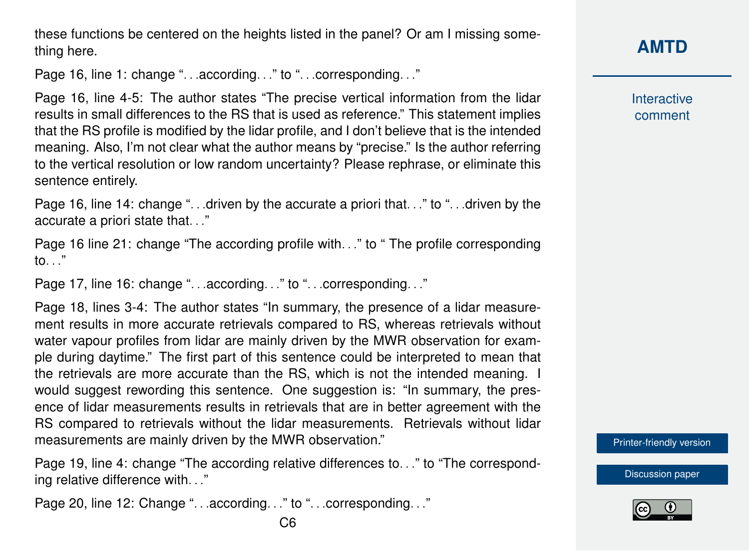these functions be centered on the heights listed in the panel? Or am I missing something here.

Page 16, line 1: change "...according..." to "...corresponding..."

Page 16, line 4-5: The author states "The precise vertical information from the lidar results in small differences to the RS that is used as reference." This statement implies that the RS profile is modified by the lidar profile, and I don't believe that is the intended meaning. Also, I'm not clear what the author means by "precise." Is the author referring to the vertical resolution or low random uncertainty? Please rephrase, or eliminate this sentence entirely.

Page 16, line 14: change "...driven by the accurate a priori that..." to "...driven by the accurate a priori state that..."

Page 16 line 21: change "The according profile with..." to " The profile corresponding to..."

Page 17, line 16: change "...according..." to "...corresponding..."

Page 18, lines 3-4: The author states "In summary, the presence of a lidar measurement results in more accurate retrievals compared to RS, whereas retrievals without water vapour profiles from lidar are mainly driven by the MWR observation for example during daytime." The first part of this sentence could be interpreted to mean that the retrievals are more accurate than the RS, which is not the intended meaning. I would suggest rewording this sentence. One suggestion is: "In summary, the presence of lidar measurements results in retrievals that are in better agreement with the RS compared to retrievals without the lidar measurements. Retrievals without lidar measurements are mainly driven by the MWR observation."

Page 19, line 4: change "The according relative differences to..." to "The corresponding relative difference with..."

Page 20, line 12: Change "...according..." to "...corresponding..."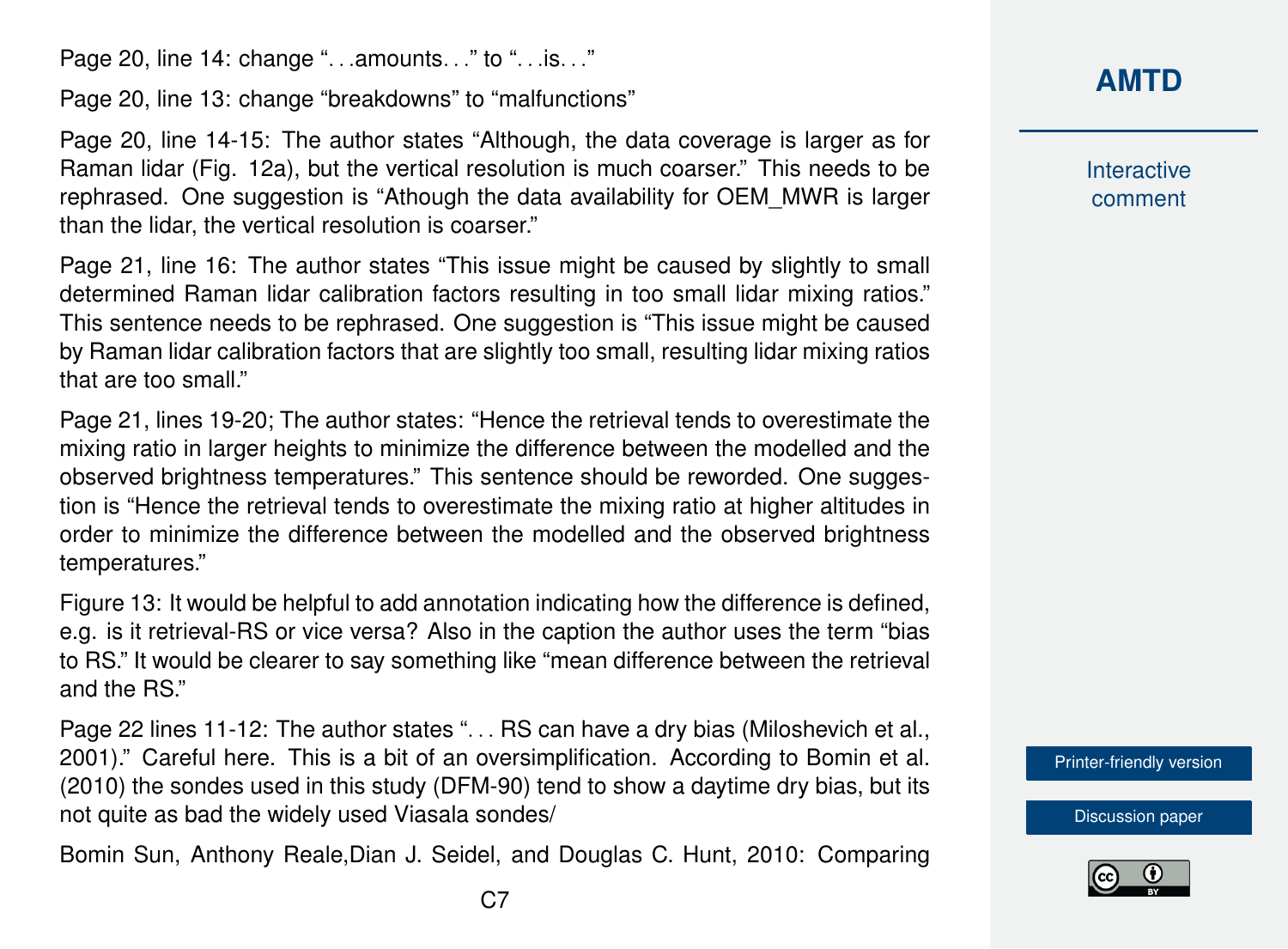Page 20, line 14: change "...amounts..." to "...is..."

Page 20, line 13: change "breakdowns" to "malfunctions"

Page 20, line 14-15: The author states "Although, the data coverage is larger as for Raman lidar (Fig. 12a), but the vertical resolution is much coarser." This needs to be rephrased. One suggestion is "Athough the data availability for OEM_MWR is larger than the lidar, the vertical resolution is coarser."

Page 21, line 16: The author states "This issue might be caused by slightly to small determined Raman lidar calibration factors resulting in too small lidar mixing ratios." This sentence needs to be rephrased. One suggestion is "This issue might be caused by Raman lidar calibration factors that are slightly too small, resulting lidar mixing ratios that are too small."

Page 21, lines 19-20; The author states: "Hence the retrieval tends to overestimate the mixing ratio in larger heights to minimize the difference between the modelled and the observed brightness temperatures." This sentence should be reworded. One suggestion is "Hence the retrieval tends to overestimate the mixing ratio at higher altitudes in order to minimize the difference between the modelled and the observed brightness temperatures."

Figure 13: It would be helpful to add annotation indicating how the difference is defined, e.g. is it retrieval-RS or vice versa? Also in the caption the author uses the term "bias to RS." It would be clearer to say something like "mean difference between the retrieval and the RS."

Page 22 lines 11-12: The author states "... RS can have a dry bias (Miloshevich et al., 2001)." Careful here. This is a bit of an oversimplification. According to Bomin et al. (2010) the sondes used in this study (DFM-90) tend to show a daytime dry bias, but its not quite as bad the widely used Viasala sondes/

Bomin Sun, Anthony Reale,Dian J. Seidel, and Douglas C. Hunt, 2010: Comparing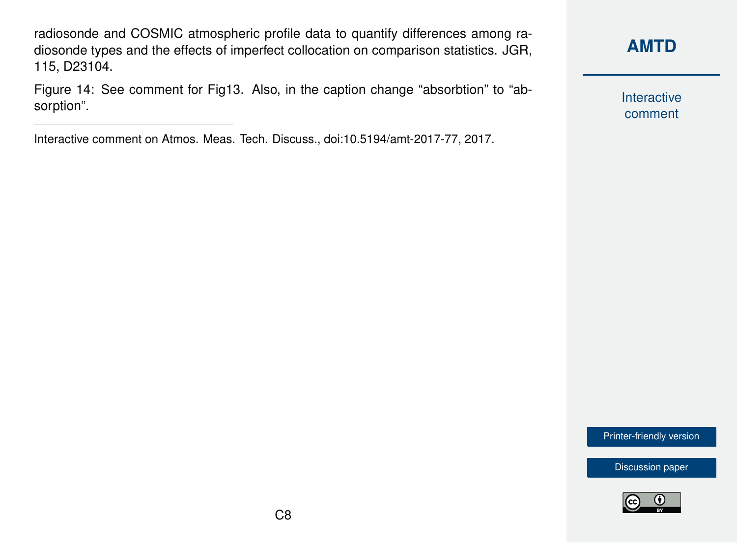radiosonde and COSMIC atmospheric profile data to quantify differences among radiosonde types and the effects of imperfect collocation on comparison statistics. JGR, 115, D23104.

Figure 14: See comment for Fig13. Also, in the caption change "absorbtion" to "absorption".

---

Interactive comment on Atmos. Meas. Tech. Discuss., doi:10.5194/amt-2017-77, 2017.